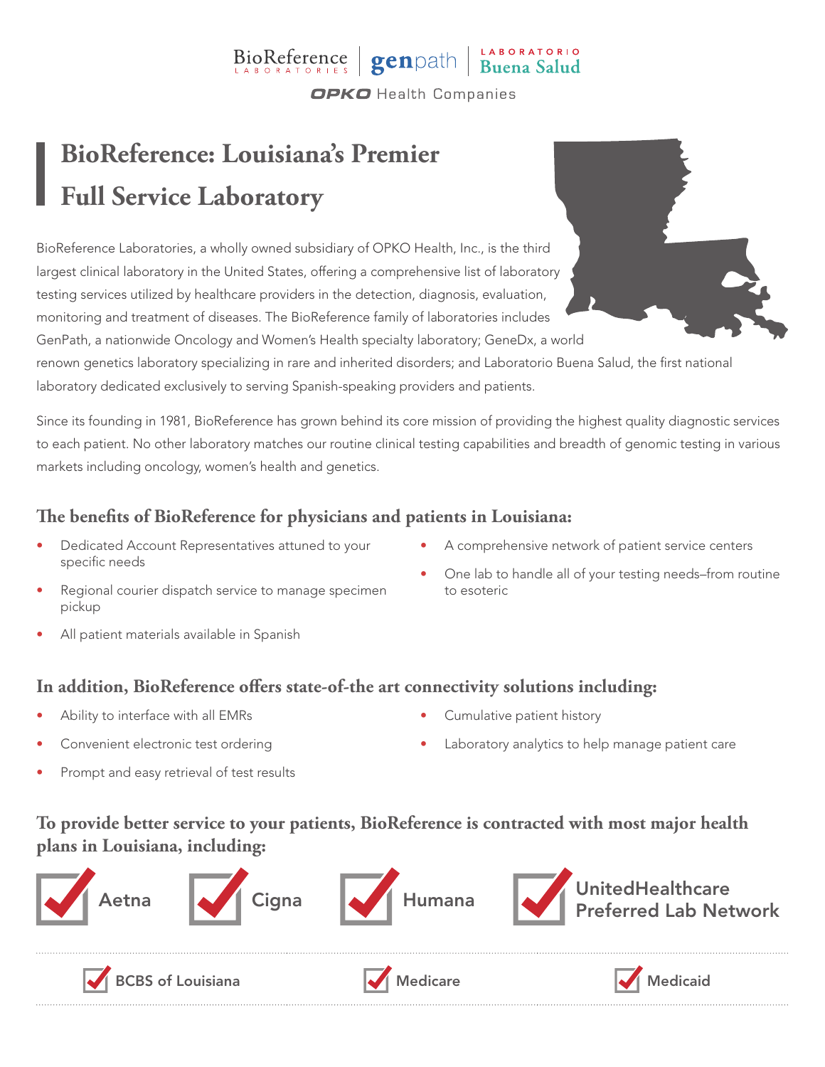BioReference LABORATORIES | genpath | LABORATORIO Buena Salud

OPKO Health Companies

# BioReference: Louisiana's Premier Full Service Laboratory

BioReference Laboratories, a wholly owned subsidiary of OPKO Health, Inc., is the third largest clinical laboratory in the United States, offering a comprehensive list of laboratory testing services utilized by healthcare providers in the detection, diagnosis, evaluation, monitoring and treatment of diseases. The BioReference family of laboratories includes GenPath, a nationwide Oncology and Women's Health specialty laboratory; GeneDx, a world renown genetics laboratory specializing in rare and inherited disorders; and Laboratorio Buena Salud, the first national laboratory dedicated exclusively to serving Spanish-speaking providers and patients.

Since its founding in 1981, BioReference has grown behind its core mission of providing the highest quality diagnostic services to each patient. No other laboratory matches our routine clinical testing capabilities and breadth of genomic testing in various markets including oncology, women's health and genetics.

## The benefits of BioReference for physicians and patients in Louisiana:

- Dedicated Account Representatives attuned to your specific needs
- Regional courier dispatch service to manage specimen pickup
- All patient materials available in Spanish
- A comprehensive network of patient service centers
- One lab to handle all of your testing needs–from routine to esoteric

## In addition, BioReference offers state-of-the art connectivity solutions including:

- Ability to interface with all EMRs
- Convenient electronic test ordering
- Prompt and easy retrieval of test results
- Cumulative patient history
- Laboratory analytics to help manage patient care

## To provide better service to your patients, BioReference is contracted with most major health plans in Louisiana, including:

- ✓ Aetna
- ✓ Cigna
- ✓ Humana
- ✓ UnitedHealthcare Preferred Lab Network
- ✓ BCBS of Louisiana
- ✓ Medicare
- ✓ Medicaid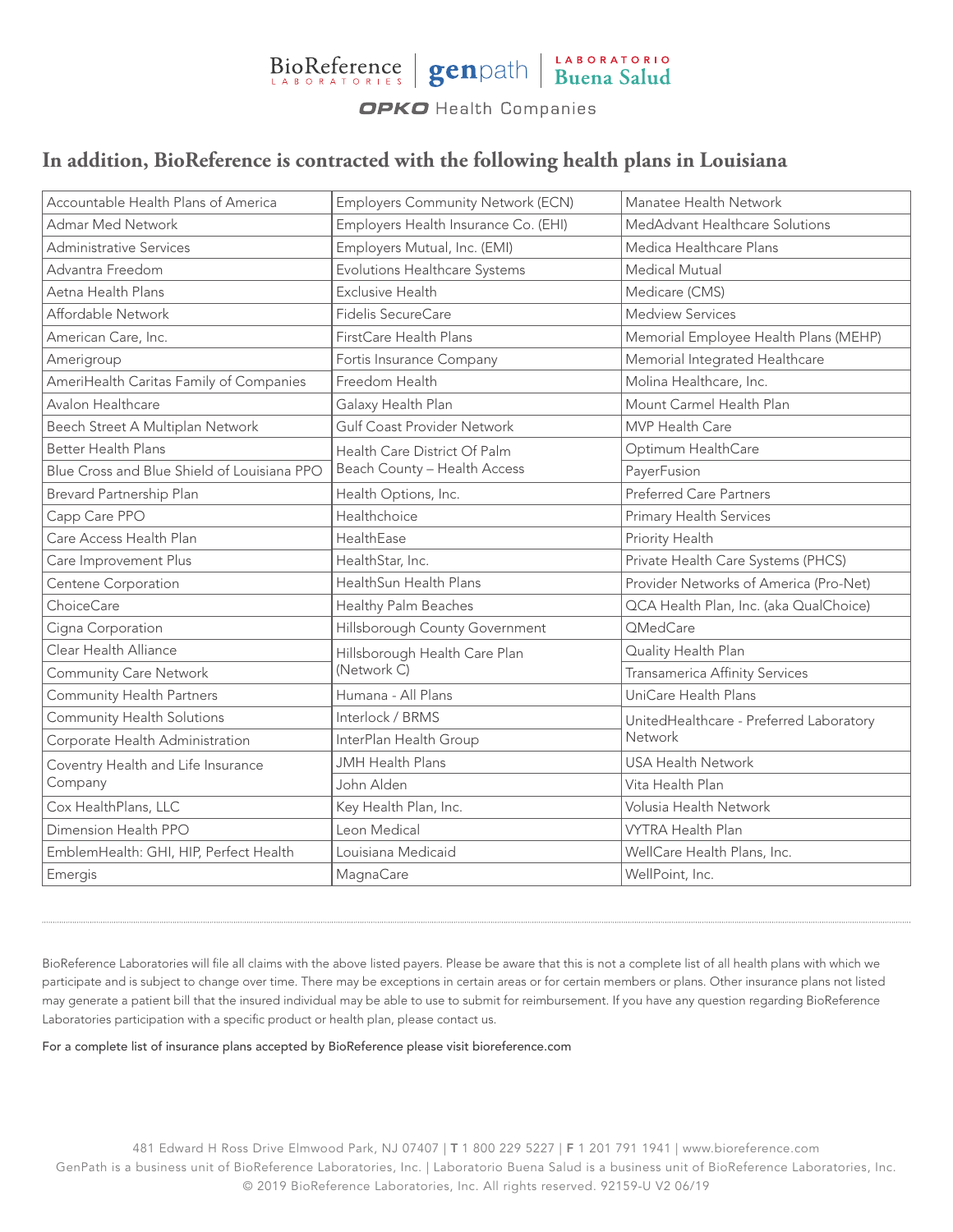BioReference LABORATORIES | genpath | LABORATORIO Buena Salud

OPKO Health Companies

## In addition, BioReference is contracted with the following health plans in Louisiana

| | | |
|---|---|---|
| Accountable Health Plans of America | Employers Community Network (ECN) | Manatee Health Network |
| Admar Med Network | Employers Health Insurance Co. (EHI) | MedAdvant Healthcare Solutions |
| Administrative Services | Employers Mutual, Inc. (EMI) | Medica Healthcare Plans |
| Advantra Freedom | Evolutions Healthcare Systems | Medical Mutual |
| Aetna Health Plans | Exclusive Health | Medicare (CMS) |
| Affordable Network | Fidelis SecureCare | Medview Services |
| American Care, Inc. | FirstCare Health Plans | Memorial Employee Health Plans (MEHP) |
| Amerigroup | Fortis Insurance Company | Memorial Integrated Healthcare |
| AmeriHealth Caritas Family of Companies | Freedom Health | Molina Healthcare, Inc. |
| Avalon Healthcare | Galaxy Health Plan | Mount Carmel Health Plan |
| Beech Street A Multiplan Network | Gulf Coast Provider Network | MVP Health Care |
| Better Health Plans | Health Care District Of Palm Beach County – Health Access | Optimum HealthCare |
| Blue Cross and Blue Shield of Louisiana PPO | | PayerFusion |
| Brevard Partnership Plan | Health Options, Inc. | Preferred Care Partners |
| Capp Care PPO | Healthchoice | Primary Health Services |
| Care Access Health Plan | HealthEase | Priority Health |
| Care Improvement Plus | HealthStar, Inc. | Private Health Care Systems (PHCS) |
| Centene Corporation | HealthSun Health Plans | Provider Networks of America (Pro-Net) |
| ChoiceCare | Healthy Palm Beaches | QCA Health Plan, Inc. (aka QualChoice) |
| Cigna Corporation | Hillsborough County Government | QMedCare |
| Clear Health Alliance | Hillsborough Health Care Plan (Network C) | Quality Health Plan |
| Community Care Network | | Transamerica Affinity Services |
| Community Health Partners | Humana - All Plans | UniCare Health Plans |
| Community Health Solutions | Interlock / BRMS | UnitedHealthcare - Preferred Laboratory Network |
| Corporate Health Administration | InterPlan Health Group | |
| Coventry Health and Life Insurance Company | JMH Health Plans | USA Health Network |
| | John Alden | Vita Health Plan |
| Cox HealthPlans, LLC | Key Health Plan, Inc. | Volusia Health Network |
| Dimension Health PPO | Leon Medical | VYTRA Health Plan |
| EmblemHealth: GHI, HIP, Perfect Health | Louisiana Medicaid | WellCare Health Plans, Inc. |
| Emergis | MagnaCare | WellPoint, Inc. |

BioReference Laboratories will file all claims with the above listed payers. Please be aware that this is not a complete list of all health plans with which we participate and is subject to change over time. There may be exceptions in certain areas or for certain members or plans. Other insurance plans not listed may generate a patient bill that the insured individual may be able to use to submit for reimbursement. If you have any question regarding BioReference Laboratories participation with a specific product or health plan, please contact us.

For a complete list of insurance plans accepted by BioReference please visit bioreference.com

481 Edward H Ross Drive Elmwood Park, NJ 07407 | **T** 1 800 229 5227 | **F** 1 201 791 1941 | www.bioreference.com
GenPath is a business unit of BioReference Laboratories, Inc. | Laboratorio Buena Salud is a business unit of BioReference Laboratories, Inc.
© 2019 BioReference Laboratories, Inc. All rights reserved. 92159-U V2 06/19